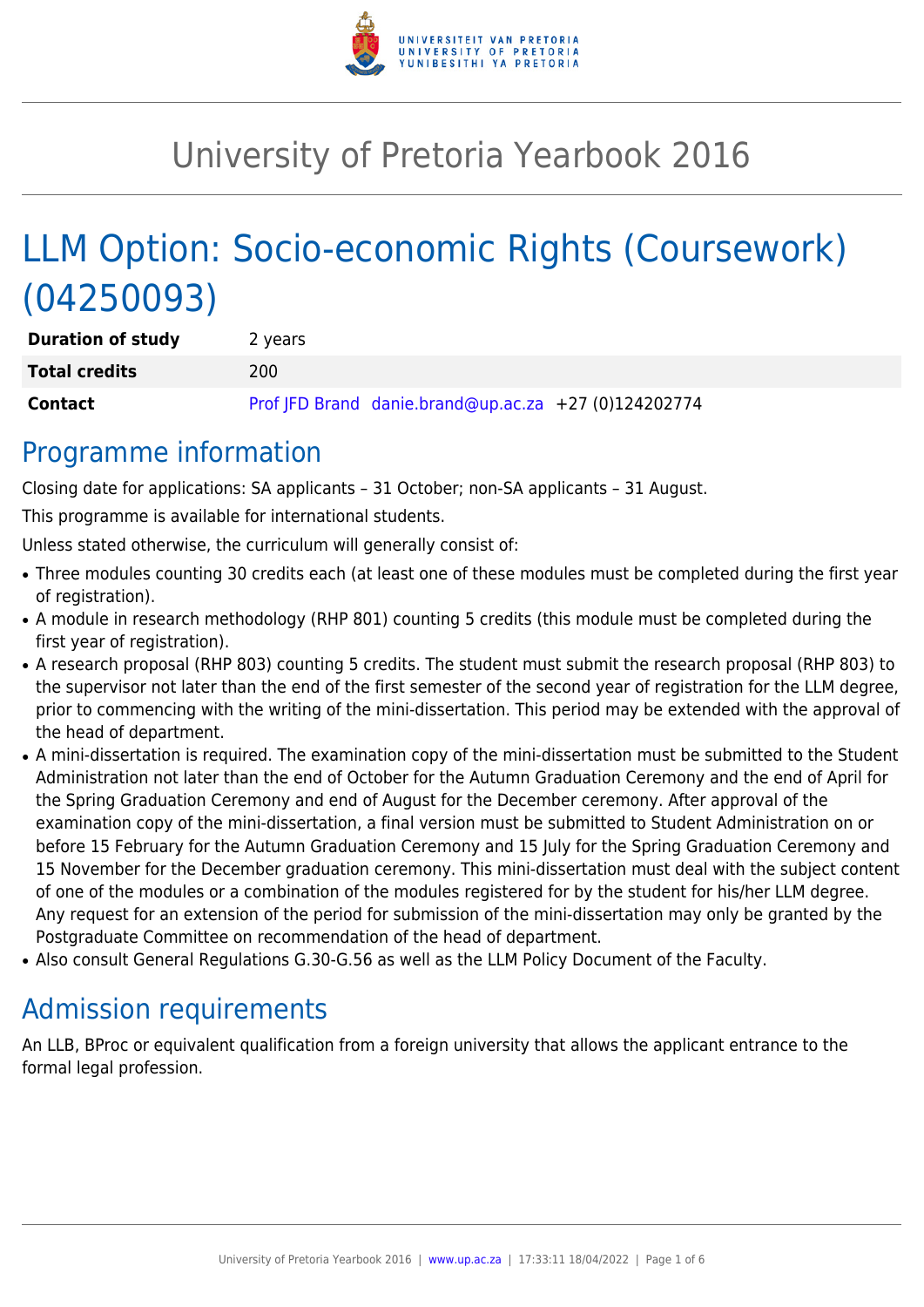# University of Pretoria Yearbook 2016

# LLM Option: Socio-economic Rights (Coursework) (04250093)

| | |
|---|---|
| **Duration of study** | 2 years |
| **Total credits** | 200 |
| **Contact** | Prof JFD Brand danie.brand@up.ac.za +27 (0)124202774 |

## Programme information

Closing date for applications: SA applicants – 31 October; non-SA applicants – 31 August.

This programme is available for international students.

Unless stated otherwise, the curriculum will generally consist of:

- Three modules counting 30 credits each (at least one of these modules must be completed during the first year of registration).
- A module in research methodology (RHP 801) counting 5 credits (this module must be completed during the first year of registration).
- A research proposal (RHP 803) counting 5 credits. The student must submit the research proposal (RHP 803) to the supervisor not later than the end of the first semester of the second year of registration for the LLM degree, prior to commencing with the writing of the mini-dissertation. This period may be extended with the approval of the head of department.
- A mini-dissertation is required. The examination copy of the mini-dissertation must be submitted to the Student Administration not later than the end of October for the Autumn Graduation Ceremony and the end of April for the Spring Graduation Ceremony and end of August for the December ceremony. After approval of the examination copy of the mini-dissertation, a final version must be submitted to Student Administration on or before 15 February for the Autumn Graduation Ceremony and 15 July for the Spring Graduation Ceremony and 15 November for the December graduation ceremony. This mini-dissertation must deal with the subject content of one of the modules or a combination of the modules registered for by the student for his/her LLM degree. Any request for an extension of the period for submission of the mini-dissertation may only be granted by the Postgraduate Committee on recommendation of the head of department.
- Also consult General Regulations G.30-G.56 as well as the LLM Policy Document of the Faculty.

## Admission requirements

An LLB, BProc or equivalent qualification from a foreign university that allows the applicant entrance to the formal legal profession.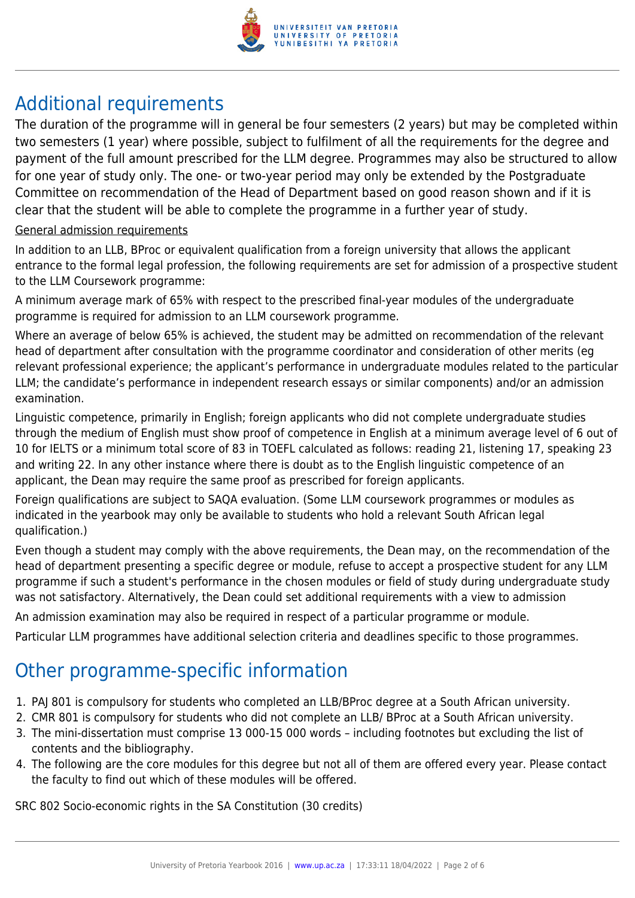## Additional requirements

The duration of the programme will in general be four semesters (2 years) but may be completed within two semesters (1 year) where possible, subject to fulfilment of all the requirements for the degree and payment of the full amount prescribed for the LLM degree. Programmes may also be structured to allow for one year of study only. The one- or two-year period may only be extended by the Postgraduate Committee on recommendation of the Head of Department based on good reason shown and if it is clear that the student will be able to complete the programme in a further year of study.

General admission requirements

In addition to an LLB, BProc or equivalent qualification from a foreign university that allows the applicant entrance to the formal legal profession, the following requirements are set for admission of a prospective student to the LLM Coursework programme:

A minimum average mark of 65% with respect to the prescribed final-year modules of the undergraduate programme is required for admission to an LLM coursework programme.

Where an average of below 65% is achieved, the student may be admitted on recommendation of the relevant head of department after consultation with the programme coordinator and consideration of other merits (eg relevant professional experience; the applicant's performance in undergraduate modules related to the particular LLM; the candidate's performance in independent research essays or similar components) and/or an admission examination.

Linguistic competence, primarily in English; foreign applicants who did not complete undergraduate studies through the medium of English must show proof of competence in English at a minimum average level of 6 out of 10 for IELTS or a minimum total score of 83 in TOEFL calculated as follows: reading 21, listening 17, speaking 23 and writing 22. In any other instance where there is doubt as to the English linguistic competence of an applicant, the Dean may require the same proof as prescribed for foreign applicants.

Foreign qualifications are subject to SAQA evaluation. (Some LLM coursework programmes or modules as indicated in the yearbook may only be available to students who hold a relevant South African legal qualification.)

Even though a student may comply with the above requirements, the Dean may, on the recommendation of the head of department presenting a specific degree or module, refuse to accept a prospective student for any LLM programme if such a student's performance in the chosen modules or field of study during undergraduate study was not satisfactory. Alternatively, the Dean could set additional requirements with a view to admission

An admission examination may also be required in respect of a particular programme or module.

Particular LLM programmes have additional selection criteria and deadlines specific to those programmes.

## Other programme-specific information

1. PAJ 801 is compulsory for students who completed an LLB/BProc degree at a South African university.
2. CMR 801 is compulsory for students who did not complete an LLB/ BProc at a South African university.
3. The mini-dissertation must comprise 13 000-15 000 words – including footnotes but excluding the list of contents and the bibliography.
4. The following are the core modules for this degree but not all of them are offered every year. Please contact the faculty to find out which of these modules will be offered.

SRC 802 Socio-economic rights in the SA Constitution (30 credits)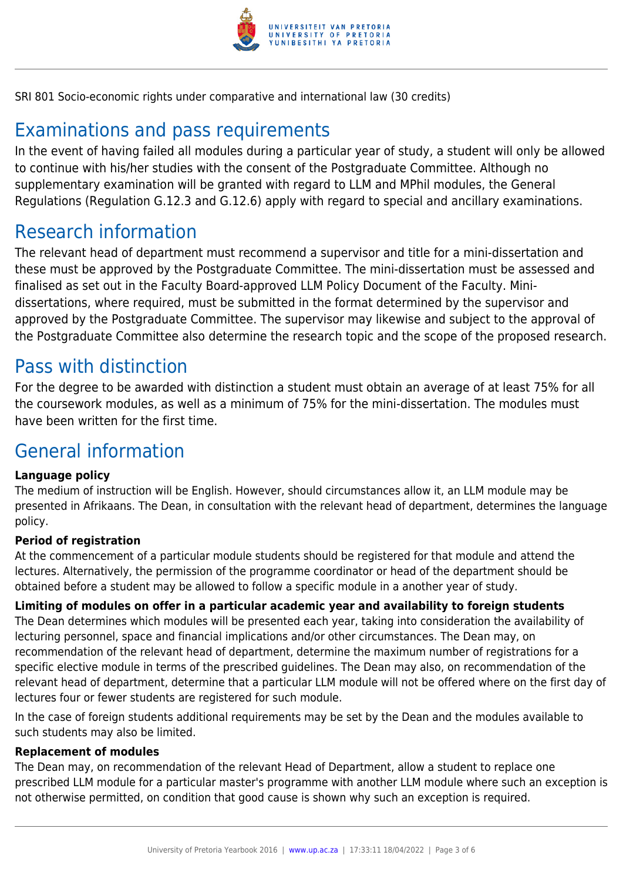SRI 801 Socio-economic rights under comparative and international law (30 credits)

## Examinations and pass requirements

In the event of having failed all modules during a particular year of study, a student will only be allowed to continue with his/her studies with the consent of the Postgraduate Committee. Although no supplementary examination will be granted with regard to LLM and MPhil modules, the General Regulations (Regulation G.12.3 and G.12.6) apply with regard to special and ancillary examinations.

## Research information

The relevant head of department must recommend a supervisor and title for a mini-dissertation and these must be approved by the Postgraduate Committee. The mini-dissertation must be assessed and finalised as set out in the Faculty Board-approved LLM Policy Document of the Faculty. Mini-dissertations, where required, must be submitted in the format determined by the supervisor and approved by the Postgraduate Committee. The supervisor may likewise and subject to the approval of the Postgraduate Committee also determine the research topic and the scope of the proposed research.

## Pass with distinction

For the degree to be awarded with distinction a student must obtain an average of at least 75% for all the coursework modules, as well as a minimum of 75% for the mini-dissertation. The modules must have been written for the first time.

## General information

**Language policy**

The medium of instruction will be English. However, should circumstances allow it, an LLM module may be presented in Afrikaans. The Dean, in consultation with the relevant head of department, determines the language policy.

**Period of registration**

At the commencement of a particular module students should be registered for that module and attend the lectures. Alternatively, the permission of the programme coordinator or head of the department should be obtained before a student may be allowed to follow a specific module in a another year of study.

**Limiting of modules on offer in a particular academic year and availability to foreign students**

The Dean determines which modules will be presented each year, taking into consideration the availability of lecturing personnel, space and financial implications and/or other circumstances. The Dean may, on recommendation of the relevant head of department, determine the maximum number of registrations for a specific elective module in terms of the prescribed guidelines. The Dean may also, on recommendation of the relevant head of department, determine that a particular LLM module will not be offered where on the first day of lectures four or fewer students are registered for such module.

In the case of foreign students additional requirements may be set by the Dean and the modules available to such students may also be limited.

**Replacement of modules**

The Dean may, on recommendation of the relevant Head of Department, allow a student to replace one prescribed LLM module for a particular master's programme with another LLM module where such an exception is not otherwise permitted, on condition that good cause is shown why such an exception is required.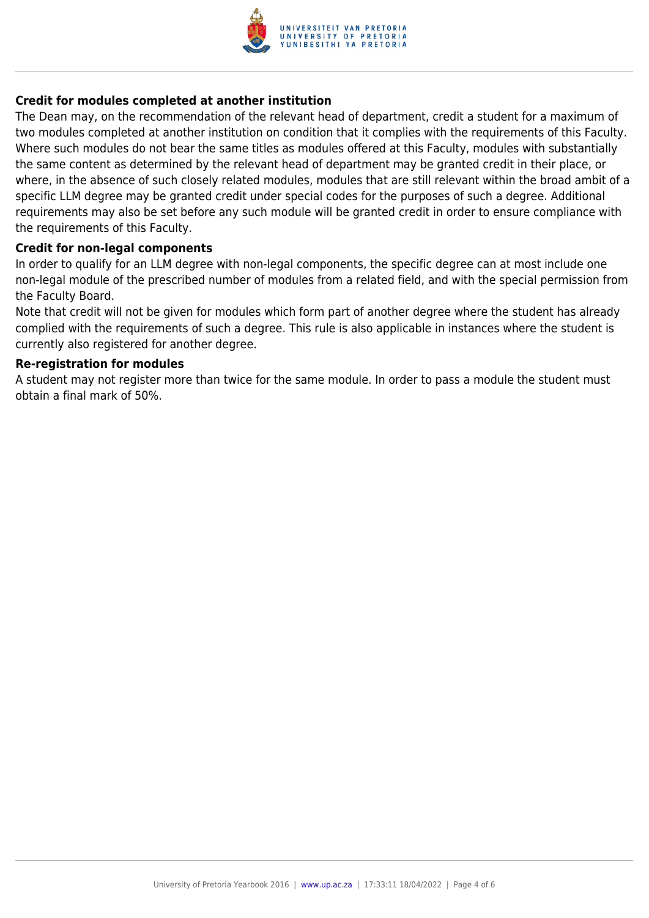### Credit for modules completed at another institution

The Dean may, on the recommendation of the relevant head of department, credit a student for a maximum of two modules completed at another institution on condition that it complies with the requirements of this Faculty. Where such modules do not bear the same titles as modules offered at this Faculty, modules with substantially the same content as determined by the relevant head of department may be granted credit in their place, or where, in the absence of such closely related modules, modules that are still relevant within the broad ambit of a specific LLM degree may be granted credit under special codes for the purposes of such a degree. Additional requirements may also be set before any such module will be granted credit in order to ensure compliance with the requirements of this Faculty.

### Credit for non-legal components

In order to qualify for an LLM degree with non-legal components, the specific degree can at most include one non-legal module of the prescribed number of modules from a related field, and with the special permission from the Faculty Board.

Note that credit will not be given for modules which form part of another degree where the student has already complied with the requirements of such a degree. This rule is also applicable in instances where the student is currently also registered for another degree.

### Re-registration for modules

A student may not register more than twice for the same module. In order to pass a module the student must obtain a final mark of 50%.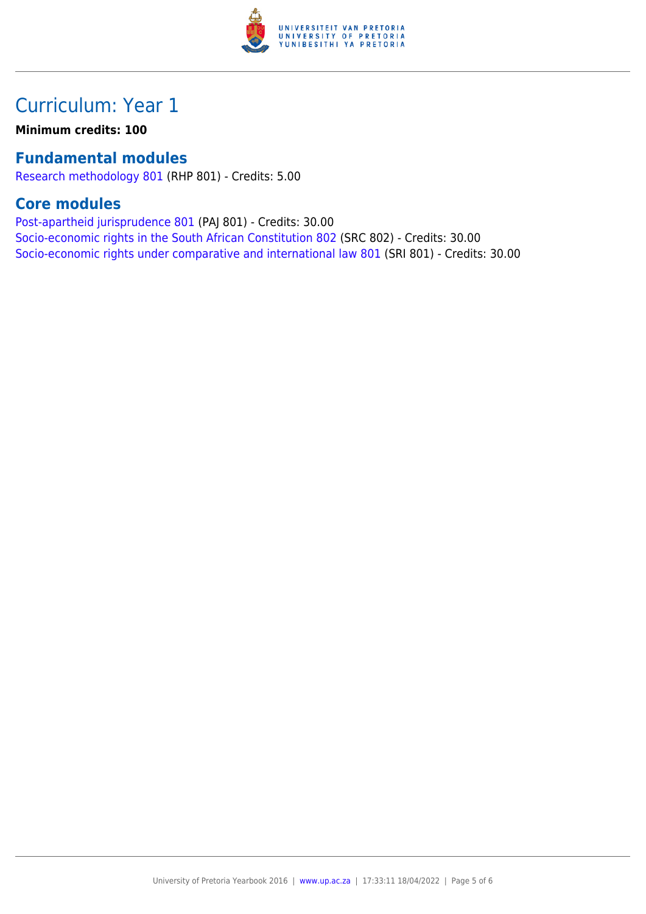# Curriculum: Year 1

**Minimum credits: 100**

## Fundamental modules

Research methodology 801 (RHP 801) - Credits: 5.00

## Core modules

Post-apartheid jurisprudence 801 (PAJ 801) - Credits: 30.00
Socio-economic rights in the South African Constitution 802 (SRC 802) - Credits: 30.00
Socio-economic rights under comparative and international law 801 (SRI 801) - Credits: 30.00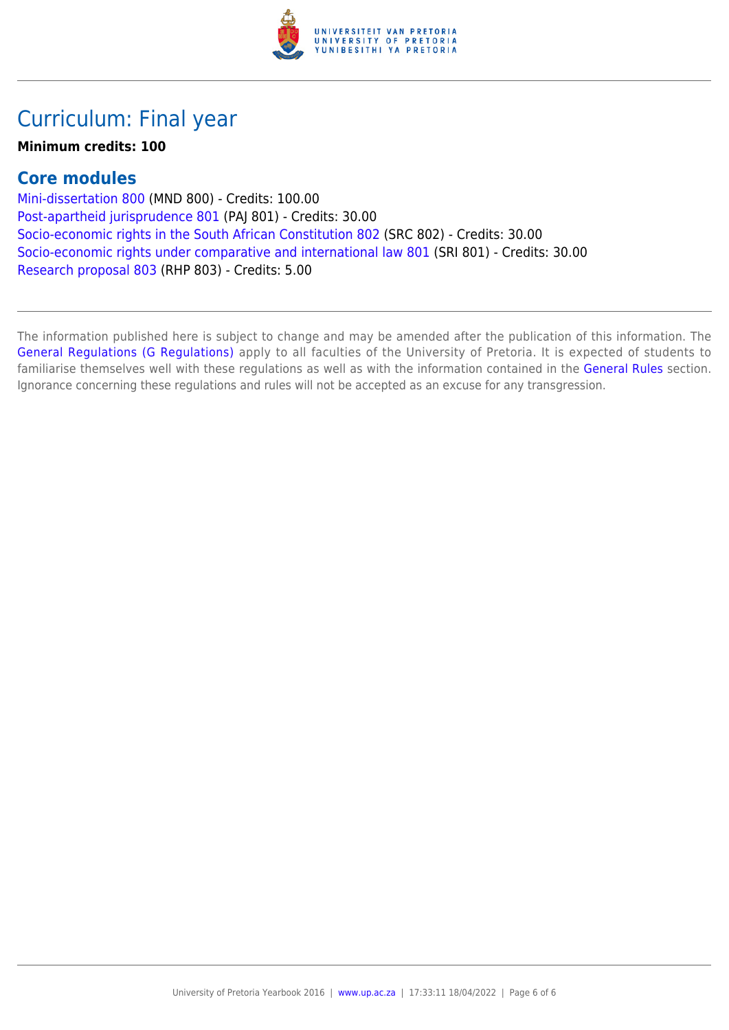## Curriculum: Final year

**Minimum credits: 100**

### Core modules

Mini-dissertation 800 (MND 800) - Credits: 100.00
Post-apartheid jurisprudence 801 (PAJ 801) - Credits: 30.00
Socio-economic rights in the South African Constitution 802 (SRC 802) - Credits: 30.00
Socio-economic rights under comparative and international law 801 (SRI 801) - Credits: 30.00
Research proposal 803 (RHP 803) - Credits: 5.00

---

The information published here is subject to change and may be amended after the publication of this information. The General Regulations (G Regulations) apply to all faculties of the University of Pretoria. It is expected of students to familiarise themselves well with these regulations as well as with the information contained in the General Rules section. Ignorance concerning these regulations and rules will not be accepted as an excuse for any transgression.